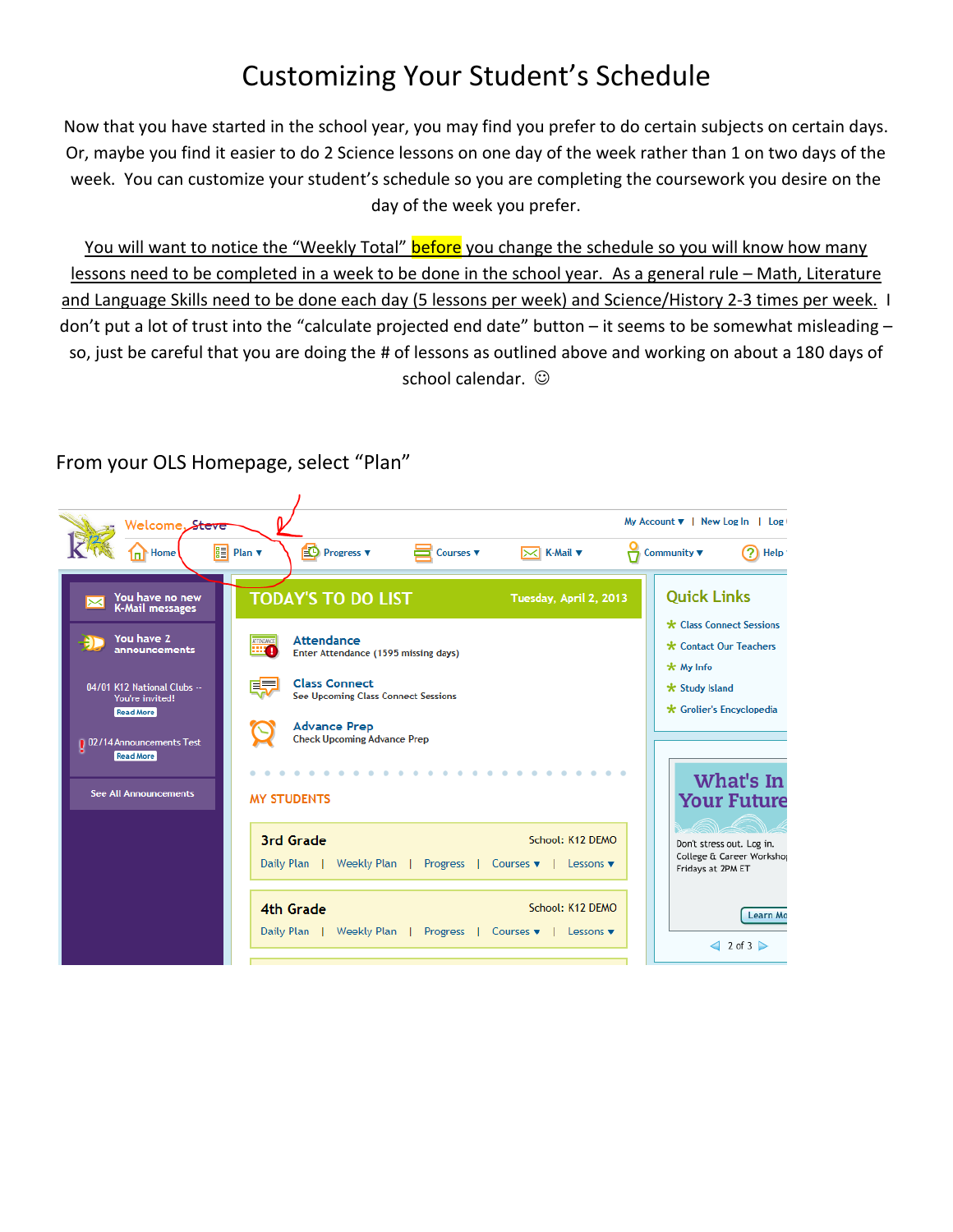# Customizing Your Student's Schedule

Now that you have started in the school year, you may find you prefer to do certain subjects on certain days. Or, maybe you find it easier to do 2 Science lessons on one day of the week rather than 1 on two days of the week. You can customize your student's schedule so you are completing the coursework you desire on the day of the week you prefer.

<u>You will want to notice the "Weekly Total" **before** you change the schedule so you will know how many lessons need to be completed in a week to be done in the school year. As a general rule – Math, Literature and Language Skills need to be done each day (5 lessons per week) and Science/History 2-3 times per week.</u> I don't put a lot of trust into the "calculate projected end date" button – it seems to be somewhat misleading – so, just be careful that you are doing the # of lessons as outlined above and working on about a 180 days of school calendar. ☺

From your OLS Homepage, select "Plan"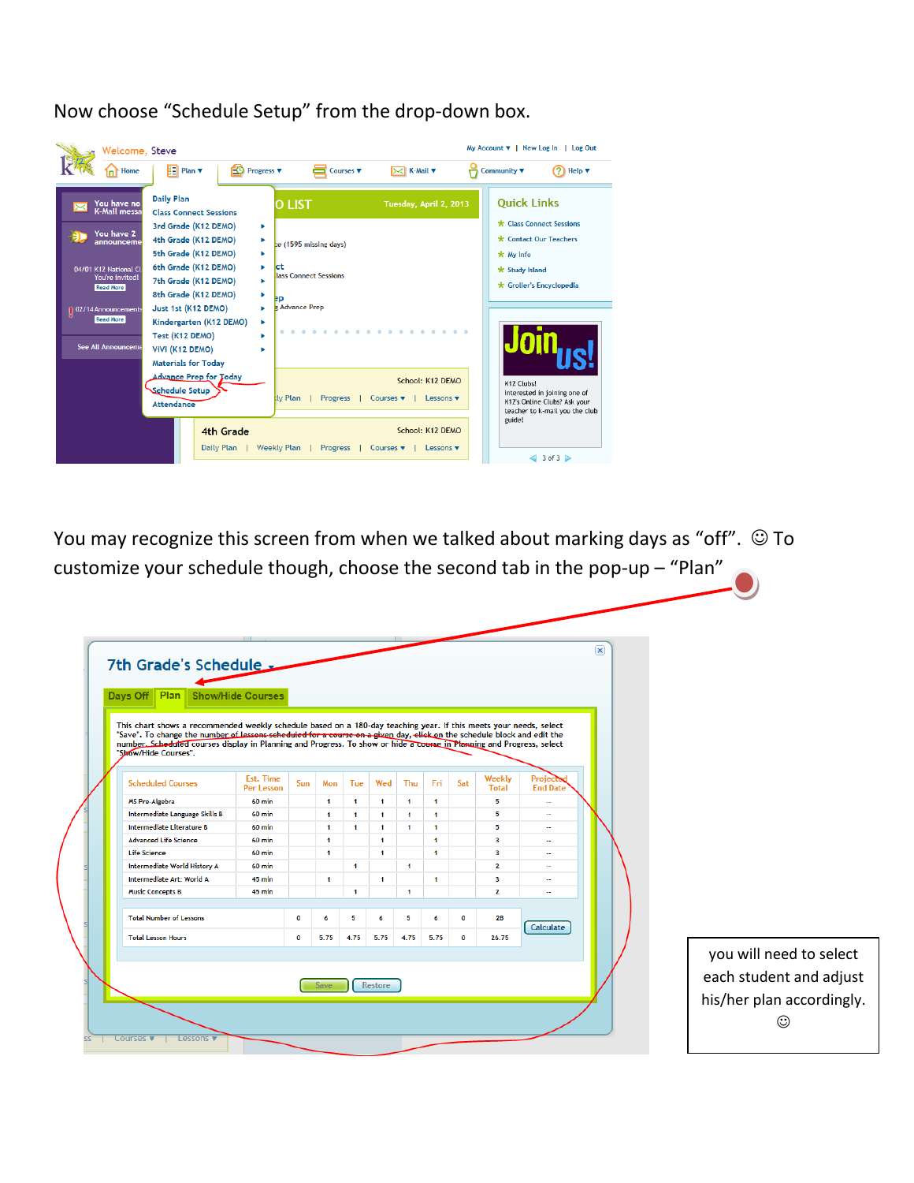Now choose "Schedule Setup" from the drop-down box.

You may recognize this screen from when we talked about marking days as "off". ☺ To customize your schedule though, choose the second tab in the pop-up – "Plan"

you will need to select each student and adjust his/her plan accordingly. ☺